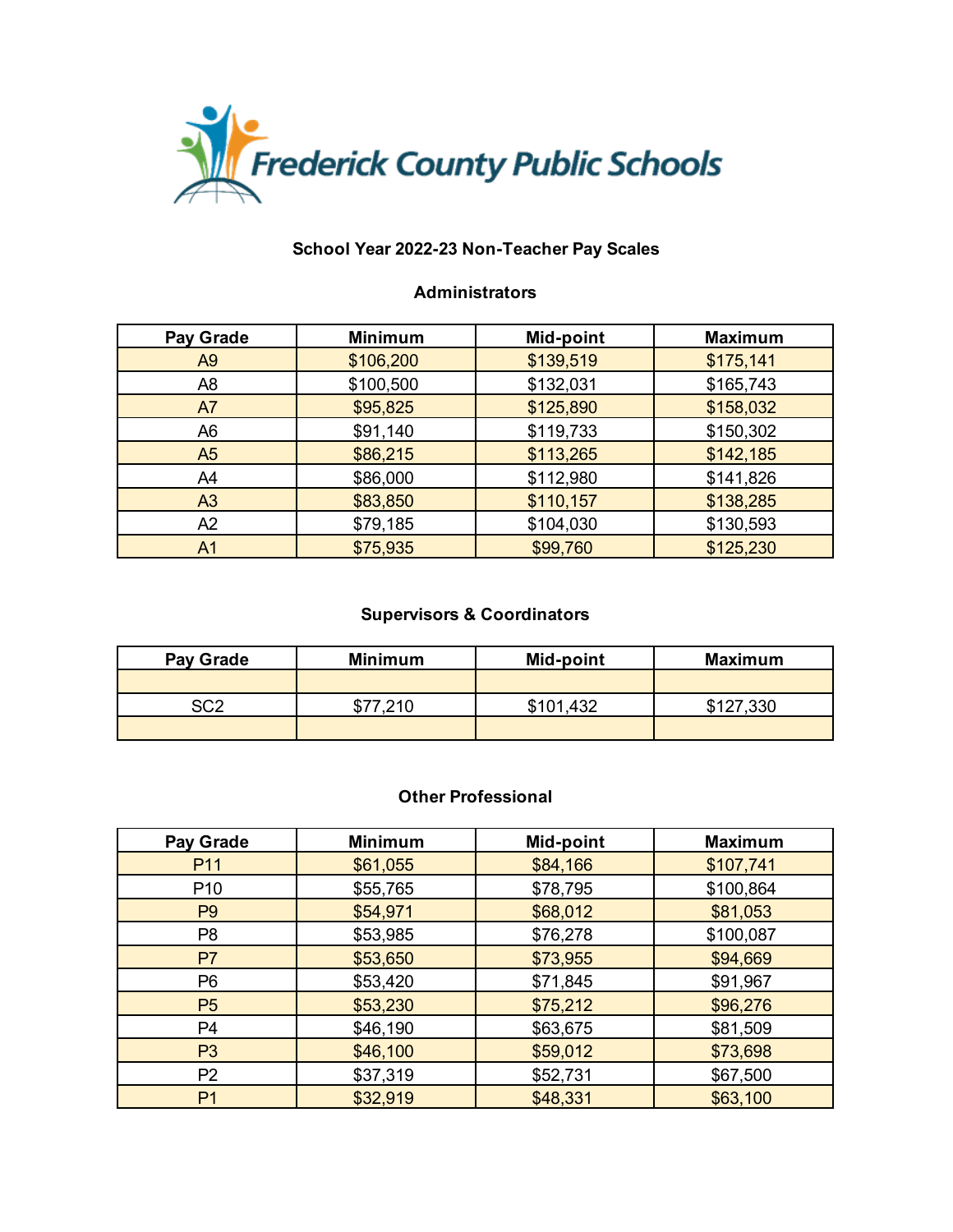Frederick County Public Schools

## School Year 2022-23 Non-Teacher Pay Scales

### Administrators

| Pay Grade | Minimum | Mid-point | Maximum |
|---|---|---|---|
| A9 | $106,200 | $139,519 | $175,141 |
| A8 | $100,500 | $132,031 | $165,743 |
| A7 | $95,825 | $125,890 | $158,032 |
| A6 | $91,140 | $119,733 | $150,302 |
| A5 | $86,215 | $113,265 | $142,185 |
| A4 | $86,000 | $112,980 | $141,826 |
| A3 | $83,850 | $110,157 | $138,285 |
| A2 | $79,185 | $104,030 | $130,593 |
| A1 | $75,935 | $99,760 | $125,230 |

### Supervisors & Coordinators

| Pay Grade | Minimum | Mid-point | Maximum |
|---|---|---|---|
| | | | |
| SC2 | $77,210 | $101,432 | $127,330 |
| | | | |

### Other Professional

| Pay Grade | Minimum | Mid-point | Maximum |
|---|---|---|---|
| P11 | $61,055 | $84,166 | $107,741 |
| P10 | $55,765 | $78,795 | $100,864 |
| P9 | $54,971 | $68,012 | $81,053 |
| P8 | $53,985 | $76,278 | $100,087 |
| P7 | $53,650 | $73,955 | $94,669 |
| P6 | $53,420 | $71,845 | $91,967 |
| P5 | $53,230 | $75,212 | $96,276 |
| P4 | $46,190 | $63,675 | $81,509 |
| P3 | $46,100 | $59,012 | $73,698 |
| P2 | $37,319 | $52,731 | $67,500 |
| P1 | $32,919 | $48,331 | $63,100 |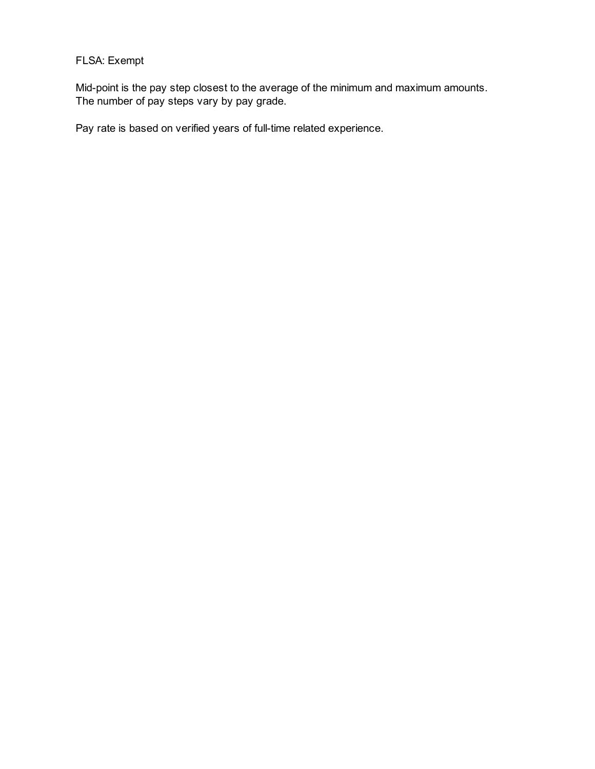FLSA: Exempt

Mid-point is the pay step closest to the average of the minimum and maximum amounts.
The number of pay steps vary by pay grade.

Pay rate is based on verified years of full-time related experience.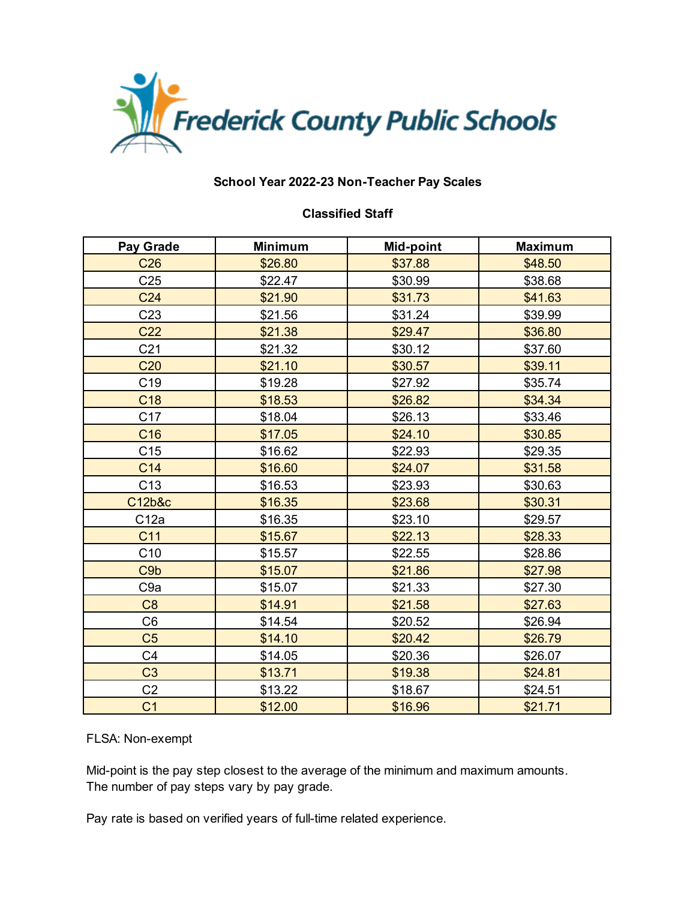Frederick County Public Schools

## School Year 2022-23 Non-Teacher Pay Scales

### Classified Staff

| Pay Grade | Minimum | Mid-point | Maximum |
|---|---|---|---|
| C26 | $26.80 | $37.88 | $48.50 |
| C25 | $22.47 | $30.99 | $38.68 |
| C24 | $21.90 | $31.73 | $41.63 |
| C23 | $21.56 | $31.24 | $39.99 |
| C22 | $21.38 | $29.47 | $36.80 |
| C21 | $21.32 | $30.12 | $37.60 |
| C20 | $21.10 | $30.57 | $39.11 |
| C19 | $19.28 | $27.92 | $35.74 |
| C18 | $18.53 | $26.82 | $34.34 |
| C17 | $18.04 | $26.13 | $33.46 |
| C16 | $17.05 | $24.10 | $30.85 |
| C15 | $16.62 | $22.93 | $29.35 |
| C14 | $16.60 | $24.07 | $31.58 |
| C13 | $16.53 | $23.93 | $30.63 |
| C12b&c | $16.35 | $23.68 | $30.31 |
| C12a | $16.35 | $23.10 | $29.57 |
| C11 | $15.67 | $22.13 | $28.33 |
| C10 | $15.57 | $22.55 | $28.86 |
| C9b | $15.07 | $21.86 | $27.98 |
| C9a | $15.07 | $21.33 | $27.30 |
| C8 | $14.91 | $21.58 | $27.63 |
| C6 | $14.54 | $20.52 | $26.94 |
| C5 | $14.10 | $20.42 | $26.79 |
| C4 | $14.05 | $20.36 | $26.07 |
| C3 | $13.71 | $19.38 | $24.81 |
| C2 | $13.22 | $18.67 | $24.51 |
| C1 | $12.00 | $16.96 | $21.71 |

FLSA: Non-exempt

Mid-point is the pay step closest to the average of the minimum and maximum amounts.
The number of pay steps vary by pay grade.

Pay rate is based on verified years of full-time related experience.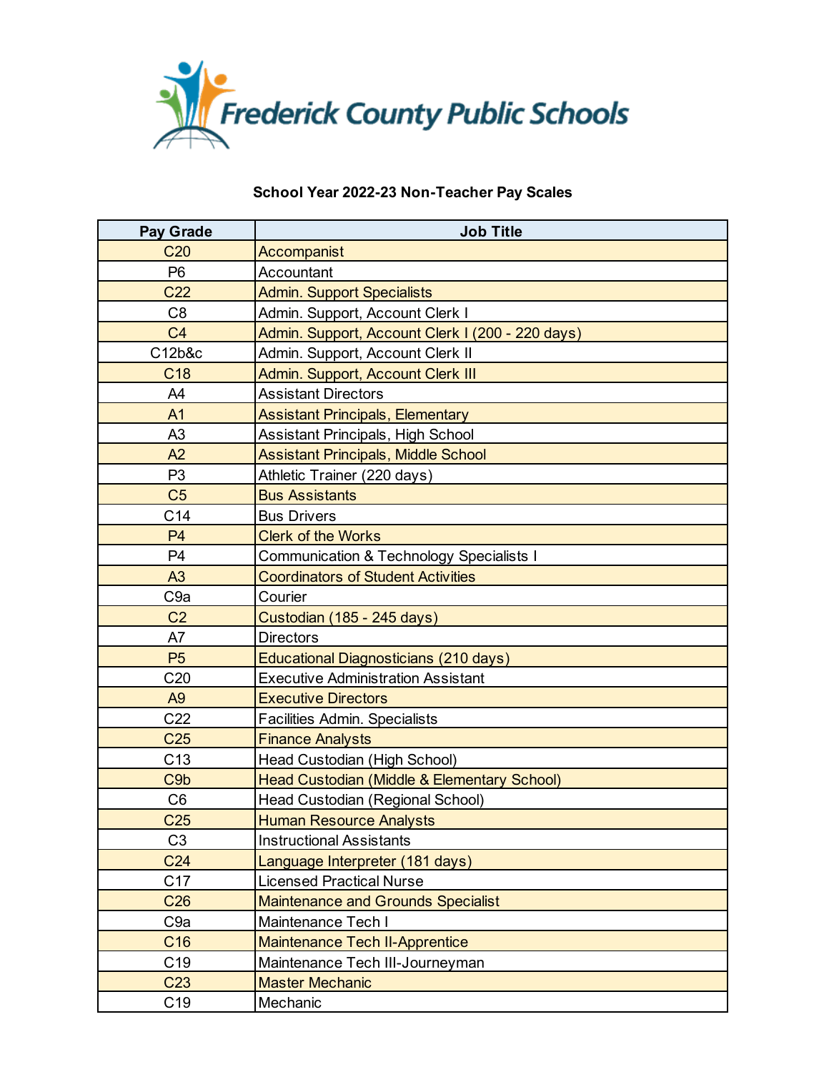Frederick County Public Schools

## School Year 2022-23 Non-Teacher Pay Scales

| Pay Grade | Job Title |
|---|---|
| C20 | Accompanist |
| P6 | Accountant |
| C22 | Admin. Support Specialists |
| C8 | Admin. Support, Account Clerk I |
| C4 | Admin. Support, Account Clerk I (200 - 220 days) |
| C12b&c | Admin. Support, Account Clerk II |
| C18 | Admin. Support, Account Clerk III |
| A4 | Assistant Directors |
| A1 | Assistant Principals, Elementary |
| A3 | Assistant Principals, High School |
| A2 | Assistant Principals, Middle School |
| P3 | Athletic Trainer (220 days) |
| C5 | Bus Assistants |
| C14 | Bus Drivers |
| P4 | Clerk of the Works |
| P4 | Communication & Technology Specialists I |
| A3 | Coordinators of Student Activities |
| C9a | Courier |
| C2 | Custodian (185 - 245 days) |
| A7 | Directors |
| P5 | Educational Diagnosticians (210 days) |
| C20 | Executive Administration Assistant |
| A9 | Executive Directors |
| C22 | Facilities Admin. Specialists |
| C25 | Finance Analysts |
| C13 | Head Custodian (High School) |
| C9b | Head Custodian (Middle & Elementary School) |
| C6 | Head Custodian (Regional School) |
| C25 | Human Resource Analysts |
| C3 | Instructional Assistants |
| C24 | Language Interpreter (181 days) |
| C17 | Licensed Practical Nurse |
| C26 | Maintenance and Grounds Specialist |
| C9a | Maintenance Tech I |
| C16 | Maintenance Tech II-Apprentice |
| C19 | Maintenance Tech III-Journeyman |
| C23 | Master Mechanic |
| C19 | Mechanic |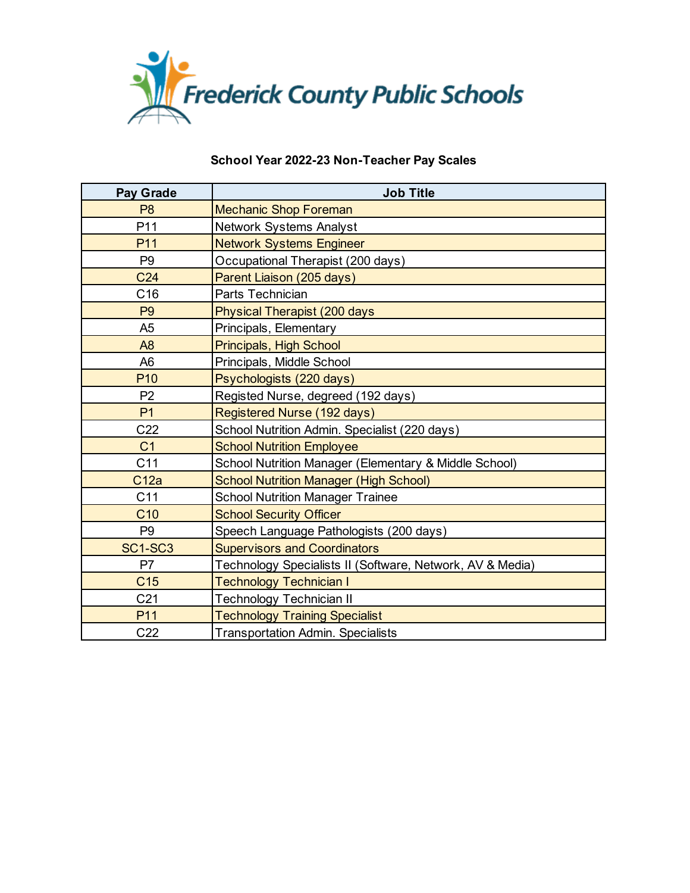Frederick County Public Schools

**School Year 2022-23 Non-Teacher Pay Scales**

| Pay Grade | Job Title |
|---|---|
| P8 | Mechanic Shop Foreman |
| P11 | Network Systems Analyst |
| P11 | Network Systems Engineer |
| P9 | Occupational Therapist (200 days) |
| C24 | Parent Liaison (205 days) |
| C16 | Parts Technician |
| P9 | Physical Therapist (200 days |
| A5 | Principals, Elementary |
| A8 | Principals, High School |
| A6 | Principals, Middle School |
| P10 | Psychologists (220 days) |
| P2 | Registed Nurse, degreed (192 days) |
| P1 | Registered Nurse (192 days) |
| C22 | School Nutrition Admin. Specialist (220 days) |
| C1 | School Nutrition Employee |
| C11 | School Nutrition Manager (Elementary & Middle School) |
| C12a | School Nutrition Manager (High School) |
| C11 | School Nutrition Manager Trainee |
| C10 | School Security Officer |
| P9 | Speech Language Pathologists (200 days) |
| SC1-SC3 | Supervisors and Coordinators |
| P7 | Technology Specialists II (Software, Network, AV & Media) |
| C15 | Technology Technician I |
| C21 | Technology Technician II |
| P11 | Technology Training Specialist |
| C22 | Transportation Admin. Specialists |